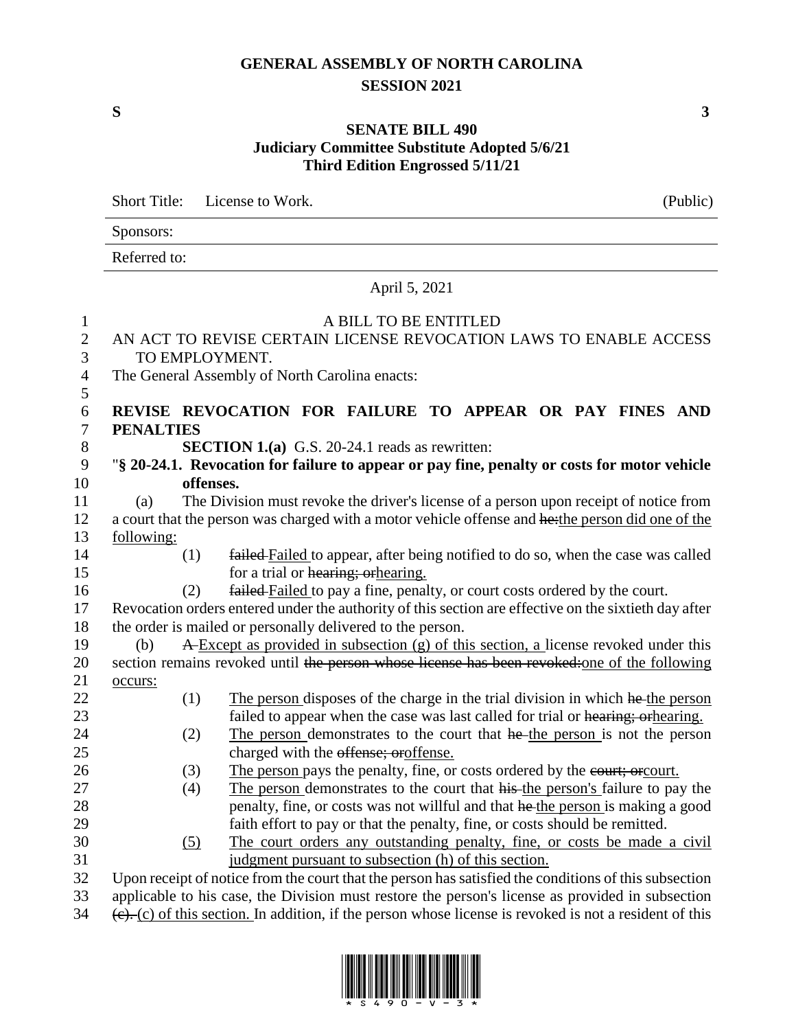# GENERAL ASSEMBLY OF NORTH CAROLINA
## SESSION 2021

**S** **3**

## SENATE BILL 490
### Judiciary Committee Substitute Adopted 5/6/21
### Third Edition Engrossed 5/11/21

| Short Title: | License to Work. | (Public) |
|---|---|---|
| Sponsors: | | |
| Referred to: | | |

April 5, 2021

A BILL TO BE ENTITLED

AN ACT TO REVISE CERTAIN LICENSE REVOCATION LAWS TO ENABLE ACCESS TO EMPLOYMENT.

The General Assembly of North Carolina enacts:

**REVISE REVOCATION FOR FAILURE TO APPEAR OR PAY FINES AND PENALTIES**

**SECTION 1.(a)** G.S. 20-24.1 reads as rewritten:

"**§ 20-24.1. Revocation for failure to appear or pay fine, penalty or costs for motor vehicle offenses.**

(a) The Division must revoke the driver's license of a person upon receipt of notice from a court that the person was charged with a motor vehicle offense and ~~he:~~the person did one of the following:

(1) ~~failed~~ Failed to appear, after being notified to do so, when the case was called for a trial or ~~hearing; or~~hearing.

(2) ~~failed~~ Failed to pay a fine, penalty, or court costs ordered by the court.

Revocation orders entered under the authority of this section are effective on the sixtieth day after the order is mailed or personally delivered to the person.

(b) ~~A~~ Except as provided in subsection (g) of this section, a license revoked under this section remains revoked until ~~the person whose license has been revoked:~~one of the following occurs:

(1) The person disposes of the charge in the trial division in which ~~he~~ the person failed to appear when the case was last called for trial or ~~hearing; or~~hearing.

(2) The person demonstrates to the court that ~~he~~ the person is not the person charged with the ~~offense; or~~offense.

(3) The person pays the penalty, fine, or costs ordered by the ~~court; or~~court.

(4) The person demonstrates to the court that ~~his~~ the person's failure to pay the penalty, fine, or costs was not willful and that ~~he~~ the person is making a good faith effort to pay or that the penalty, fine, or costs should be remitted.

(5) The court orders any outstanding penalty, fine, or costs be made a civil judgment pursuant to subsection (h) of this section.

Upon receipt of notice from the court that the person has satisfied the conditions of this subsection applicable to his case, the Division must restore the person's license as provided in subsection ~~(c).~~ (c) of this section. In addition, if the person whose license is revoked is not a resident of this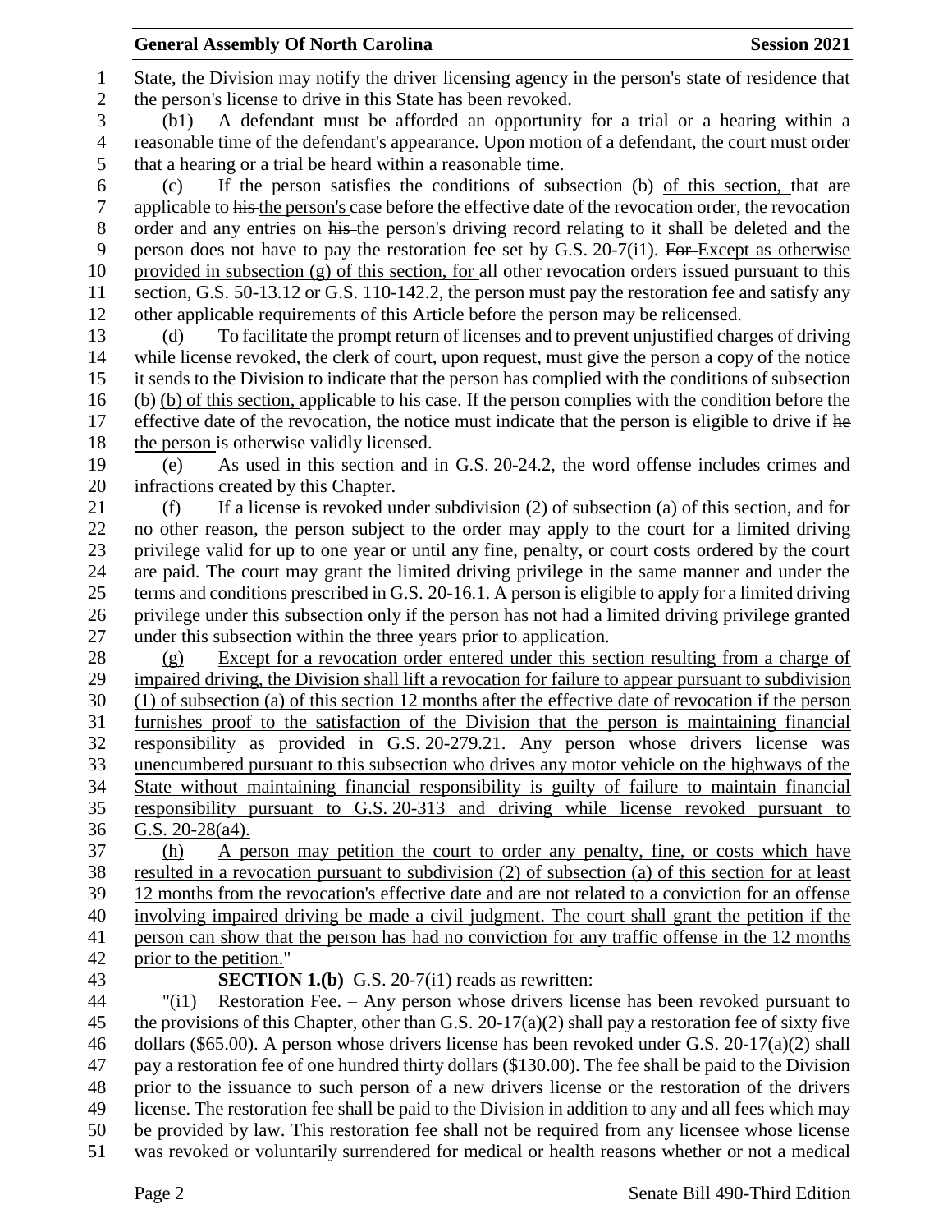State, the Division may notify the driver licensing agency in the person's state of residence that the person's license to drive in this State has been revoked.

(b1) A defendant must be afforded an opportunity for a trial or a hearing within a reasonable time of the defendant's appearance. Upon motion of a defendant, the court must order that a hearing or a trial be heard within a reasonable time.

(c) If the person satisfies the conditions of subsection (b) of this section, that are applicable to ~~his~~ the person's case before the effective date of the revocation order, the revocation order and any entries on ~~his~~ the person's driving record relating to it shall be deleted and the person does not have to pay the restoration fee set by G.S. 20-7(i1). ~~For~~ Except as otherwise provided in subsection (g) of this section, for all other revocation orders issued pursuant to this section, G.S. 50-13.12 or G.S. 110-142.2, the person must pay the restoration fee and satisfy any other applicable requirements of this Article before the person may be relicensed.

(d) To facilitate the prompt return of licenses and to prevent unjustified charges of driving while license revoked, the clerk of court, upon request, must give the person a copy of the notice it sends to the Division to indicate that the person has complied with the conditions of subsection ~~(b)~~ (b) of this section, applicable to his case. If the person complies with the condition before the effective date of the revocation, the notice must indicate that the person is eligible to drive if ~~he~~ the person is otherwise validly licensed.

(e) As used in this section and in G.S. 20-24.2, the word offense includes crimes and infractions created by this Chapter.

(f) If a license is revoked under subdivision (2) of subsection (a) of this section, and for no other reason, the person subject to the order may apply to the court for a limited driving privilege valid for up to one year or until any fine, penalty, or court costs ordered by the court are paid. The court may grant the limited driving privilege in the same manner and under the terms and conditions prescribed in G.S. 20-16.1. A person is eligible to apply for a limited driving privilege under this subsection only if the person has not had a limited driving privilege granted under this subsection within the three years prior to application.

(g) Except for a revocation order entered under this section resulting from a charge of impaired driving, the Division shall lift a revocation for failure to appear pursuant to subdivision (1) of subsection (a) of this section 12 months after the effective date of revocation if the person furnishes proof to the satisfaction of the Division that the person is maintaining financial responsibility as provided in G.S. 20-279.21. Any person whose drivers license was unencumbered pursuant to this subsection who drives any motor vehicle on the highways of the State without maintaining financial responsibility is guilty of failure to maintain financial responsibility pursuant to G.S. 20-313 and driving while license revoked pursuant to G.S. 20-28(a4).

(h) A person may petition the court to order any penalty, fine, or costs which have resulted in a revocation pursuant to subdivision (2) of subsection (a) of this section for at least 12 months from the revocation's effective date and are not related to a conviction for an offense involving impaired driving be made a civil judgment. The court shall grant the petition if the person can show that the person has had no conviction for any traffic offense in the 12 months prior to the petition."

**SECTION 1.(b)** G.S. 20-7(i1) reads as rewritten:

"(i1) Restoration Fee. – Any person whose drivers license has been revoked pursuant to the provisions of this Chapter, other than G.S. 20-17(a)(2) shall pay a restoration fee of sixty five dollars ($65.00). A person whose drivers license has been revoked under G.S. 20-17(a)(2) shall pay a restoration fee of one hundred thirty dollars ($130.00). The fee shall be paid to the Division prior to the issuance to such person of a new drivers license or the restoration of the drivers license. The restoration fee shall be paid to the Division in addition to any and all fees which may be provided by law. This restoration fee shall not be required from any licensee whose license was revoked or voluntarily surrendered for medical or health reasons whether or not a medical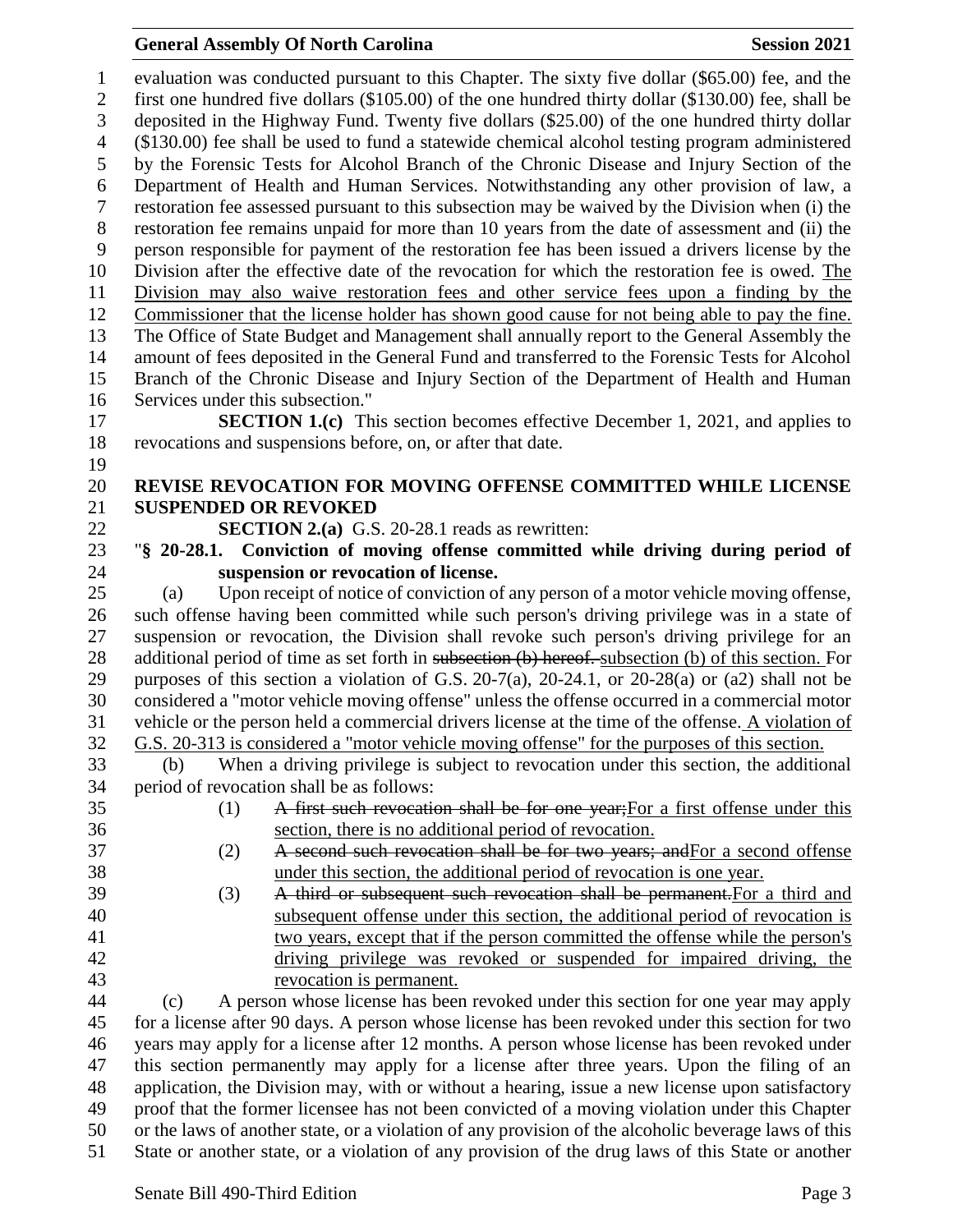evaluation was conducted pursuant to this Chapter. The sixty five dollar ($65.00) fee, and the first one hundred five dollars ($105.00) of the one hundred thirty dollar ($130.00) fee, shall be deposited in the Highway Fund. Twenty five dollars ($25.00) of the one hundred thirty dollar ($130.00) fee shall be used to fund a statewide chemical alcohol testing program administered by the Forensic Tests for Alcohol Branch of the Chronic Disease and Injury Section of the Department of Health and Human Services. Notwithstanding any other provision of law, a restoration fee assessed pursuant to this subsection may be waived by the Division when (i) the restoration fee remains unpaid for more than 10 years from the date of assessment and (ii) the person responsible for payment of the restoration fee has been issued a drivers license by the Division after the effective date of the revocation for which the restoration fee is owed. <u>The Division may also waive restoration fees and other service fees upon a finding by the Commissioner that the license holder has shown good cause for not being able to pay the fine.</u> The Office of State Budget and Management shall annually report to the General Assembly the amount of fees deposited in the General Fund and transferred to the Forensic Tests for Alcohol Branch of the Chronic Disease and Injury Section of the Department of Health and Human Services under this subsection."

**SECTION 1.(c)** This section becomes effective December 1, 2021, and applies to revocations and suspensions before, on, or after that date.

## REVISE REVOCATION FOR MOVING OFFENSE COMMITTED WHILE LICENSE SUSPENDED OR REVOKED

**SECTION 2.(a)** G.S. 20-28.1 reads as rewritten:

"**§ 20-28.1. Conviction of moving offense committed while driving during period of suspension or revocation of license.**

(a) Upon receipt of notice of conviction of any person of a motor vehicle moving offense, such offense having been committed while such person's driving privilege was in a state of suspension or revocation, the Division shall revoke such person's driving privilege for an additional period of time as set forth in ~~subsection (b) hereof.~~ <u>subsection (b) of this section.</u> For purposes of this section a violation of G.S. 20-7(a), 20-24.1, or 20-28(a) or (a2) shall not be considered a "motor vehicle moving offense" unless the offense occurred in a commercial motor vehicle or the person held a commercial drivers license at the time of the offense. <u>A violation of G.S. 20-313 is considered a "motor vehicle moving offense" for the purposes of this section.</u>

(b) When a driving privilege is subject to revocation under this section, the additional period of revocation shall be as follows:

(1) ~~A first such revocation shall be for one year;~~<u>For a first offense under this section, there is no additional period of revocation.</u>

(2) ~~A second such revocation shall be for two years; and~~<u>For a second offense under this section, the additional period of revocation is one year.</u>

(3) ~~A third or subsequent such revocation shall be permanent.~~<u>For a third and subsequent offense under this section, the additional period of revocation is two years, except that if the person committed the offense while the person's driving privilege was revoked or suspended for impaired driving, the revocation is permanent.</u>

(c) A person whose license has been revoked under this section for one year may apply for a license after 90 days. A person whose license has been revoked under this section for two years may apply for a license after 12 months. A person whose license has been revoked under this section permanently may apply for a license after three years. Upon the filing of an application, the Division may, with or without a hearing, issue a new license upon satisfactory proof that the former licensee has not been convicted of a moving violation under this Chapter or the laws of another state, or a violation of any provision of the alcoholic beverage laws of this State or another state, or a violation of any provision of the drug laws of this State or another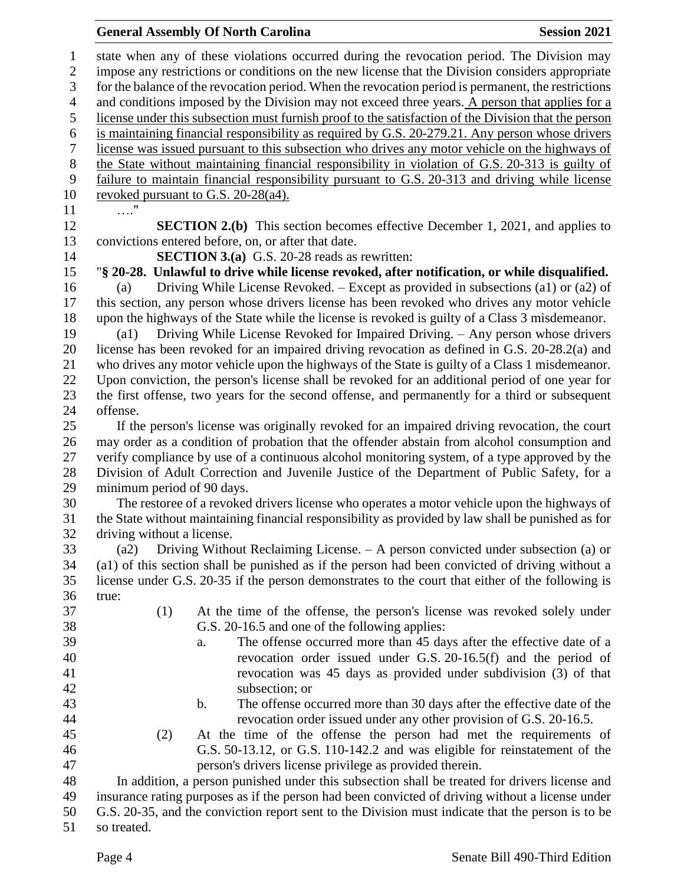state when any of these violations occurred during the revocation period. The Division may impose any restrictions or conditions on the new license that the Division considers appropriate for the balance of the revocation period. When the revocation period is permanent, the restrictions and conditions imposed by the Division may not exceed three years. <u>A person that applies for a license under this subsection must furnish proof to the satisfaction of the Division that the person is maintaining financial responsibility as required by G.S. 20-279.21. Any person whose drivers license was issued pursuant to this subsection who drives any motor vehicle on the highways of the State without maintaining financial responsibility in violation of G.S. 20-313 is guilty of failure to maintain financial responsibility pursuant to G.S. 20-313 and driving while license revoked pursuant to G.S. 20-28(a4).</u>

…."

**SECTION 2.(b)** This section becomes effective December 1, 2021, and applies to convictions entered before, on, or after that date.

**SECTION 3.(a)** G.S. 20-28 reads as rewritten:

"**§ 20-28. Unlawful to drive while license revoked, after notification, or while disqualified.**

(a) Driving While License Revoked. – Except as provided in subsections (a1) or (a2) of this section, any person whose drivers license has been revoked who drives any motor vehicle upon the highways of the State while the license is revoked is guilty of a Class 3 misdemeanor.

(a1) Driving While License Revoked for Impaired Driving. – Any person whose drivers license has been revoked for an impaired driving revocation as defined in G.S. 20-28.2(a) and who drives any motor vehicle upon the highways of the State is guilty of a Class 1 misdemeanor. Upon conviction, the person's license shall be revoked for an additional period of one year for the first offense, two years for the second offense, and permanently for a third or subsequent offense.

If the person's license was originally revoked for an impaired driving revocation, the court may order as a condition of probation that the offender abstain from alcohol consumption and verify compliance by use of a continuous alcohol monitoring system, of a type approved by the Division of Adult Correction and Juvenile Justice of the Department of Public Safety, for a minimum period of 90 days.

The restoree of a revoked drivers license who operates a motor vehicle upon the highways of the State without maintaining financial responsibility as provided by law shall be punished as for driving without a license.

(a2) Driving Without Reclaiming License. – A person convicted under subsection (a) or (a1) of this section shall be punished as if the person had been convicted of driving without a license under G.S. 20-35 if the person demonstrates to the court that either of the following is true:

(1) At the time of the offense, the person's license was revoked solely under G.S. 20-16.5 and one of the following applies:

a. The offense occurred more than 45 days after the effective date of a revocation order issued under G.S. 20-16.5(f) and the period of revocation was 45 days as provided under subdivision (3) of that subsection; or

b. The offense occurred more than 30 days after the effective date of the revocation order issued under any other provision of G.S. 20-16.5.

(2) At the time of the offense the person had met the requirements of G.S. 50-13.12, or G.S. 110-142.2 and was eligible for reinstatement of the person's drivers license privilege as provided therein.

In addition, a person punished under this subsection shall be treated for drivers license and insurance rating purposes as if the person had been convicted of driving without a license under G.S. 20-35, and the conviction report sent to the Division must indicate that the person is to be so treated.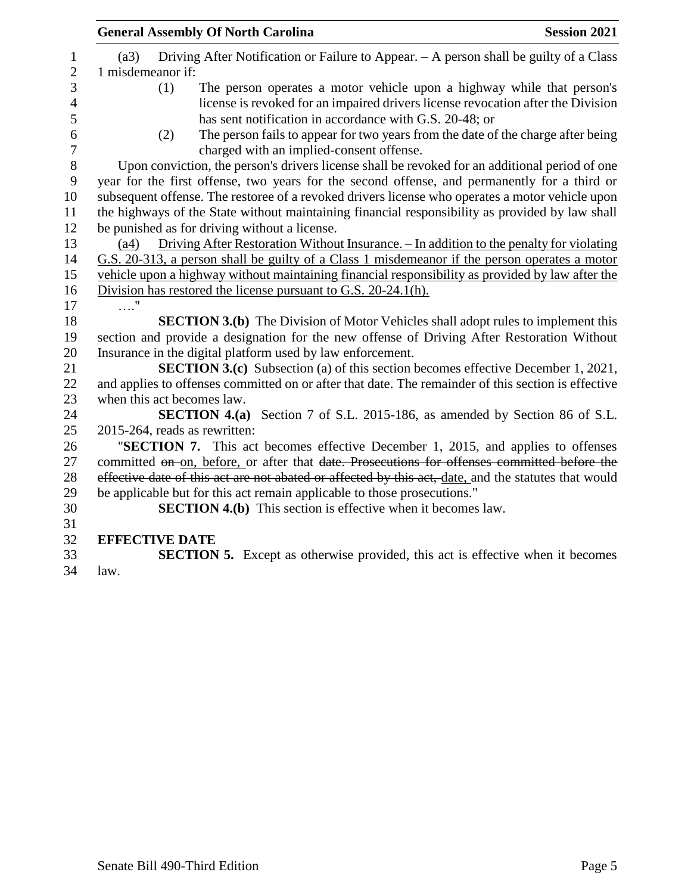(a3) Driving After Notification or Failure to Appear. – A person shall be guilty of a Class 1 misdemeanor if:

(1) The person operates a motor vehicle upon a highway while that person's license is revoked for an impaired drivers license revocation after the Division has sent notification in accordance with G.S. 20-48; or

(2) The person fails to appear for two years from the date of the charge after being charged with an implied-consent offense.

Upon conviction, the person's drivers license shall be revoked for an additional period of one year for the first offense, two years for the second offense, and permanently for a third or subsequent offense. The restoree of a revoked drivers license who operates a motor vehicle upon the highways of the State without maintaining financial responsibility as provided by law shall be punished as for driving without a license.

<u>(a4) Driving After Restoration Without Insurance. – In addition to the penalty for violating G.S. 20-313, a person shall be guilty of a Class 1 misdemeanor if the person operates a motor vehicle upon a highway without maintaining financial responsibility as provided by law after the Division has restored the license pursuant to G.S. 20-24.1(h).</u>

…."

**SECTION 3.(b)** The Division of Motor Vehicles shall adopt rules to implement this section and provide a designation for the new offense of Driving After Restoration Without Insurance in the digital platform used by law enforcement.

**SECTION 3.(c)** Subsection (a) of this section becomes effective December 1, 2021, and applies to offenses committed on or after that date. The remainder of this section is effective when this act becomes law.

**SECTION 4.(a)** Section 7 of S.L. 2015-186, as amended by Section 86 of S.L. 2015-264, reads as rewritten:

"**SECTION 7.** This act becomes effective December 1, 2015, and applies to offenses committed ~~on~~ <u>on, before,</u> or after that ~~date. Prosecutions for offenses committed before the effective date of this act are not abated or affected by this act,~~ <u>date,</u> and the statutes that would be applicable but for this act remain applicable to those prosecutions."

**SECTION 4.(b)** This section is effective when it becomes law.

## EFFECTIVE DATE

**SECTION 5.** Except as otherwise provided, this act is effective when it becomes law.